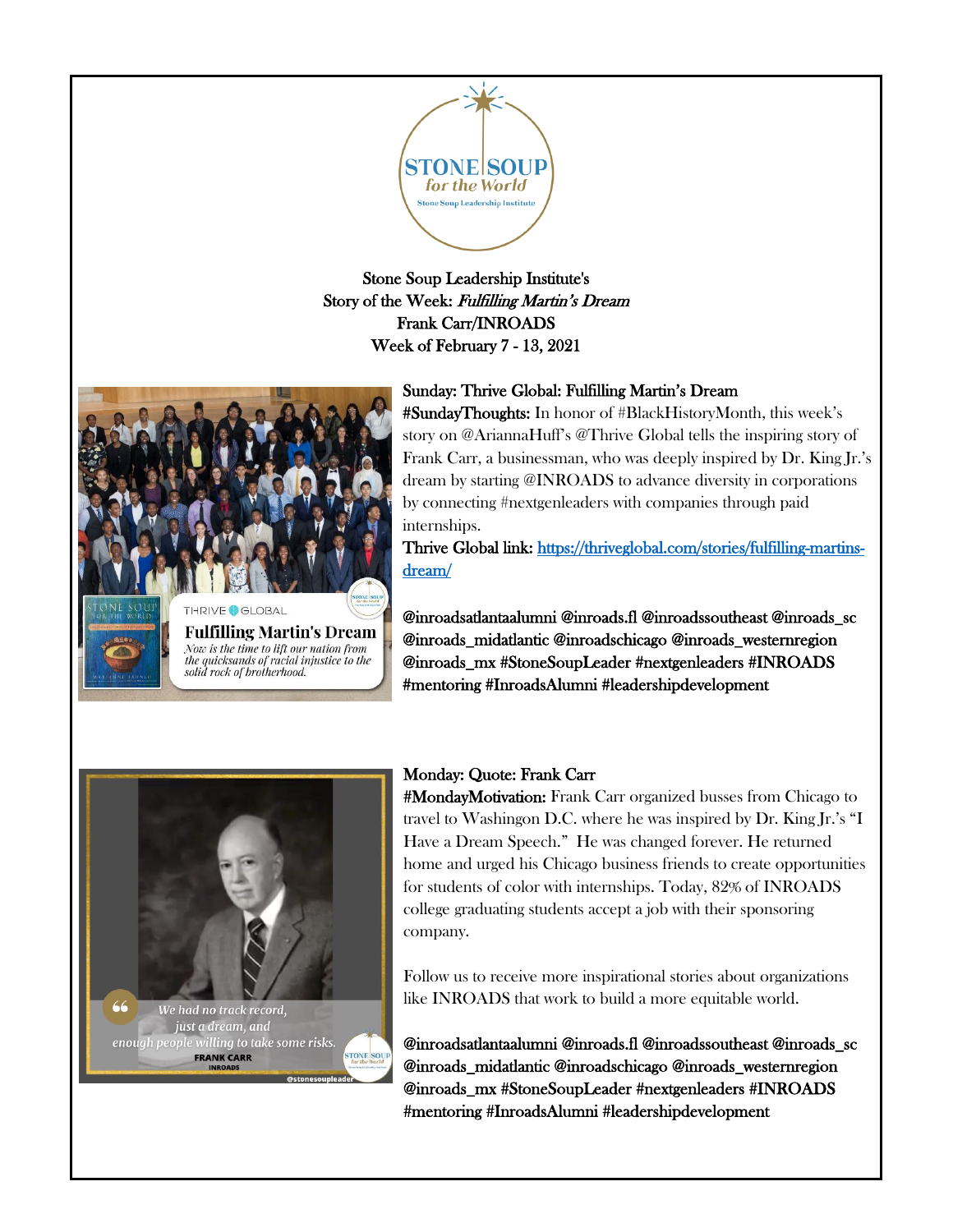Stone Soup Leadership Institute's
Story of the Week: *Fulfilling Martin's Dream*
Frank Carr/INROADS
Week of February 7 - 13, 2021

**Sunday: Thrive Global: Fulfilling Martin's Dream**

**#SundayThoughts:** In honor of #BlackHistoryMonth, this week's story on @AriannaHuff's @Thrive Global tells the inspiring story of Frank Carr, a businessman, who was deeply inspired by Dr. King Jr.'s dream by starting @INROADS to advance diversity in corporations by connecting #nextgenleaders with companies through paid internships.

**Thrive Global link:** [https://thriveglobal.com/stories/fulfilling-martins-dream/](https://thriveglobal.com/stories/fulfilling-martins-dream/)

**@inroadsatlantaalumni @inroads.fl @inroadssoutheast @inroads_sc @inroads_midatlantic @inroadschicago @inroads_westernregion @inroads_mx #StoneSoupLeader #nextgenleaders #INROADS #mentoring #InroadsAlumni #leadershipdevelopment**

**Monday: Quote: Frank Carr**

**#MondayMotivation:** Frank Carr organized busses from Chicago to travel to Washingon D.C. where he was inspired by Dr. King Jr.'s "I Have a Dream Speech." He was changed forever. He returned home and urged his Chicago business friends to create opportunities for students of color with internships. Today, 82% of INROADS college graduating students accept a job with their sponsoring company.

Follow us to receive more inspirational stories about organizations like INROADS that work to build a more equitable world.

**@inroadsatlantaalumni @inroads.fl @inroadssoutheast @inroads_sc @inroads_midatlantic @inroadschicago @inroads_westernregion @inroads_mx #StoneSoupLeader #nextgenleaders #INROADS #mentoring #InroadsAlumni #leadershipdevelopment**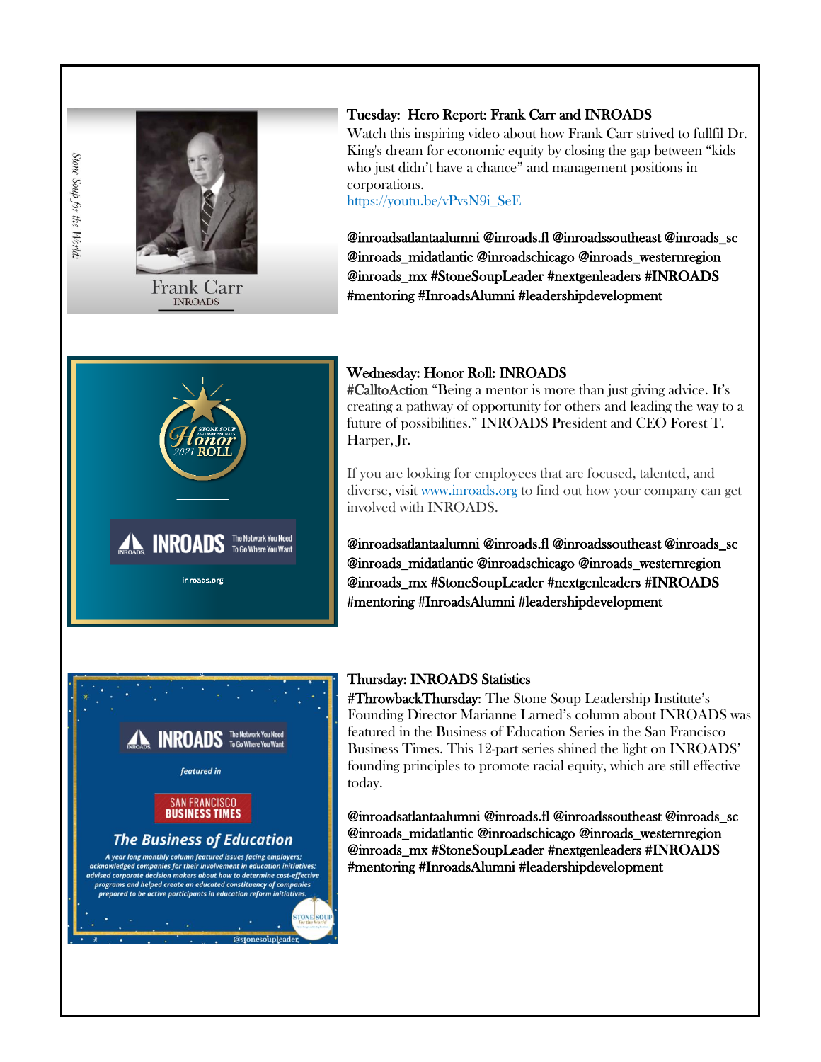### Tuesday: Hero Report: Frank Carr and INROADS

Watch this inspiring video about how Frank Carr strived to fullfil Dr. King's dream for economic equity by closing the gap between "kids who just didn't have a chance" and management positions in corporations.
https://youtu.be/vPvsN9i_SeE

**@inroadsatlantaalumni @inroads.fl @inroadssoutheast @inroads_sc @inroads_midatlantic @inroadschicago @inroads_westernregion @inroads_mx #StoneSoupLeader #nextgenleaders #INROADS #mentoring #InroadsAlumni #leadershipdevelopment**

### Wednesday: Honor Roll: INROADS

#CalltoAction "Being a mentor is more than just giving advice. It's creating a pathway of opportunity for others and leading the way to a future of possibilities." INROADS President and CEO Forest T. Harper, Jr.

If you are looking for employees that are focused, talented, and diverse, visit www.inroads.org to find out how your company can get involved with INROADS.

**@inroadsatlantaalumni @inroads.fl @inroadssoutheast @inroads_sc @inroads_midatlantic @inroadschicago @inroads_westernregion @inroads_mx #StoneSoupLeader #nextgenleaders #INROADS #mentoring #InroadsAlumni #leadershipdevelopment**

### Thursday: INROADS Statistics

#ThrowbackThursday: The Stone Soup Leadership Institute's Founding Director Marianne Larned's column about INROADS was featured in the Business of Education Series in the San Francisco Business Times. This 12-part series shined the light on INROADS' founding principles to promote racial equity, which are still effective today.

**@inroadsatlantaalumni @inroads.fl @inroadssoutheast @inroads_sc @inroads_midatlantic @inroadschicago @inroads_westernregion @inroads_mx #StoneSoupLeader #nextgenleaders #INROADS #mentoring #InroadsAlumni #leadershipdevelopment**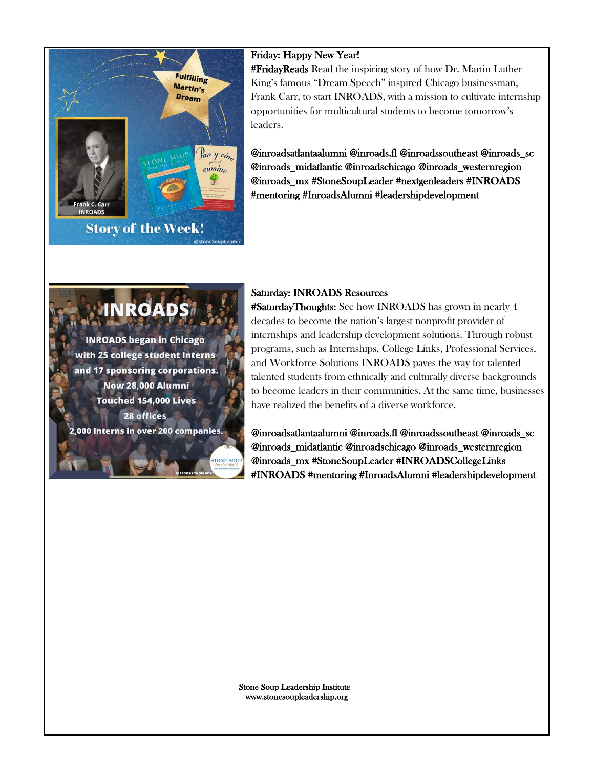**Friday: Happy New Year!**

**#FridayReads** Read the inspiring story of how Dr. Martin Luther King's famous "Dream Speech" inspired Chicago businessman, Frank Carr, to start INROADS, with a mission to cultivate internship opportunities for multicultural students to become tomorrow's leaders.

@inroadsatlantaalumni @inroads.fl @inroadssoutheast @inroads_sc @inroads_midatlantic @inroadschicago @inroads_westernregion @inroads_mx #StoneSoupLeader #nextgenleaders #INROADS #mentoring #InroadsAlumni #leadershipdevelopment

**Saturday: INROADS Resources**

**#SaturdayThoughts:** See how INROADS has grown in nearly 4 decades to become the nation's largest nonprofit provider of internships and leadership development solutions. Through robust programs, such as Internships, College Links, Professional Services, and Workforce Solutions INROADS paves the way for talented talented students from ethnically and culturally diverse backgrounds to become leaders in their communities. At the same time, businesses have realized the benefits of a diverse workforce.

@inroadsatlantaalumni @inroads.fl @inroadssoutheast @inroads_sc @inroads_midatlantic @inroadschicago @inroads_westernregion @inroads_mx #StoneSoupLeader #INROADSCollegeLinks #INROADS #mentoring #InroadsAlumni #leadershipdevelopment

Stone Soup Leadership Institute
www.stonesoupleadership.org